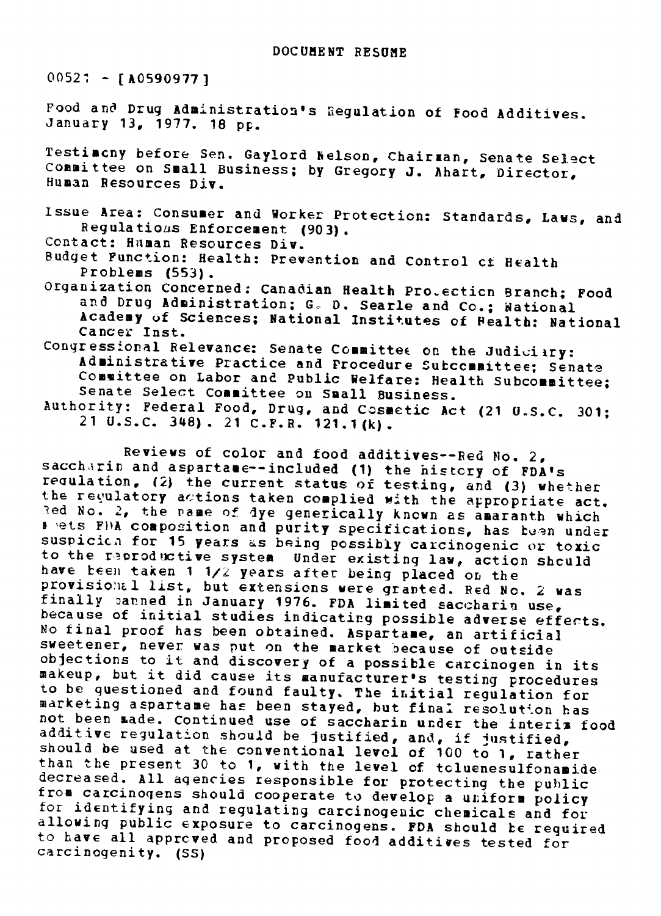# DOCUMENT RESUME

00521 - [A0590977]

Food and Drug Administration's Regulation of Food Additives. January 13, 1977. 18 pp.

Testimony before Sen. Gaylord Nelson, Chairman, Senate Select Committee on Small Business; by Gregory J. Ahart, Director, Human Resources Div.

Issue Area: Consumer and Worker Protection: Standards, Laws, and Regulations Enforcement (903).
Contact: Human Resources Div.
Budget Function: Health: Prevention and Control of Health Problems (553).
Organization Concerned: Canadian Health Protection Branch; Food and Drug Administration; G. D. Searle and Co.; National Academy of Sciences; National Institutes of Health: National Cancer Inst.
Congressional Relevance: Senate Committee on the Judiciary: Administrative Practice and Procedure Subcommittee; Senate Committee on Labor and Public Welfare: Health Subcommittee; Senate Select Committee on Small Business.
Authority: Federal Food, Drug, and Cosmetic Act (21 U.S.C. 301; 21 U.S.C. 348). 21 C.F.R. 121.1(k).

Reviews of color and food additives--Red No. 2, saccharin and aspartame--included (1) the history of FDA's regulation, (2) the current status of testing, and (3) whether the regulatory actions taken complied with the appropriate act. Red No. 2, the name of dye generically known as amaranth which meets FDA composition and purity specifications, has been under suspicion for 15 years as being possibly carcinogenic or toxic to the reproductive system Under existing law, action should have been taken 1 1/2 years after being placed on the provisional list, but extensions were granted. Red No. 2 was finally banned in January 1976. FDA limited saccharin use, because of initial studies indicating possible adverse effects. No final proof has been obtained. Aspartame, an artificial sweetener, never was put on the market because of outside objections to it and discovery of a possible carcinogen in its makeup, but it did cause its manufacturer's testing procedures to be questioned and found faulty. The initial regulation for marketing aspartame has been stayed, but final resolution has not been made. Continued use of saccharin under the interim food additive regulation should be justified, and, if justified, should be used at the conventional level of 100 to 1, rather than the present 30 to 1, with the level of toluenesulfonamide decreased. All agencies responsible for protecting the public from carcinogens should cooperate to develop a uniform policy for identifying and regulating carcinogenic chemicals and for allowing public exposure to carcinogens. FDA should be required to have all approved and proposed food additives tested for carcinogenity. (SS)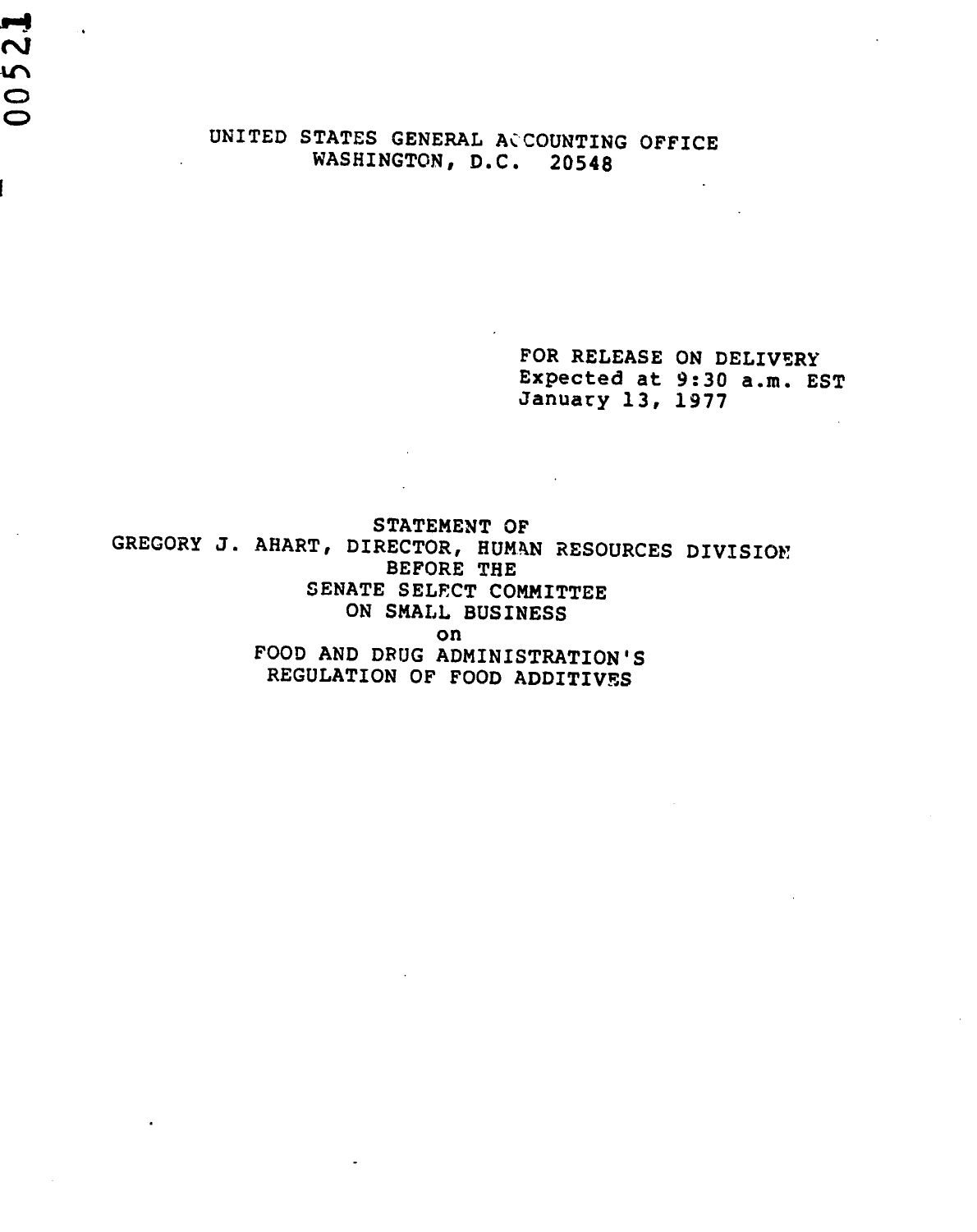UNITED STATES GENERAL ACCOUNTING OFFICE
WASHINGTON, D.C. 20548

FOR RELEASE ON DELIVERY
Expected at 9:30 a.m. EST
January 13, 1977

STATEMENT OF
GREGORY J. AHART, DIRECTOR, HUMAN RESOURCES DIVISION
BEFORE THE
SENATE SELECT COMMITTEE
ON SMALL BUSINESS
on
FOOD AND DRUG ADMINISTRATION'S
REGULATION OF FOOD ADDITIVES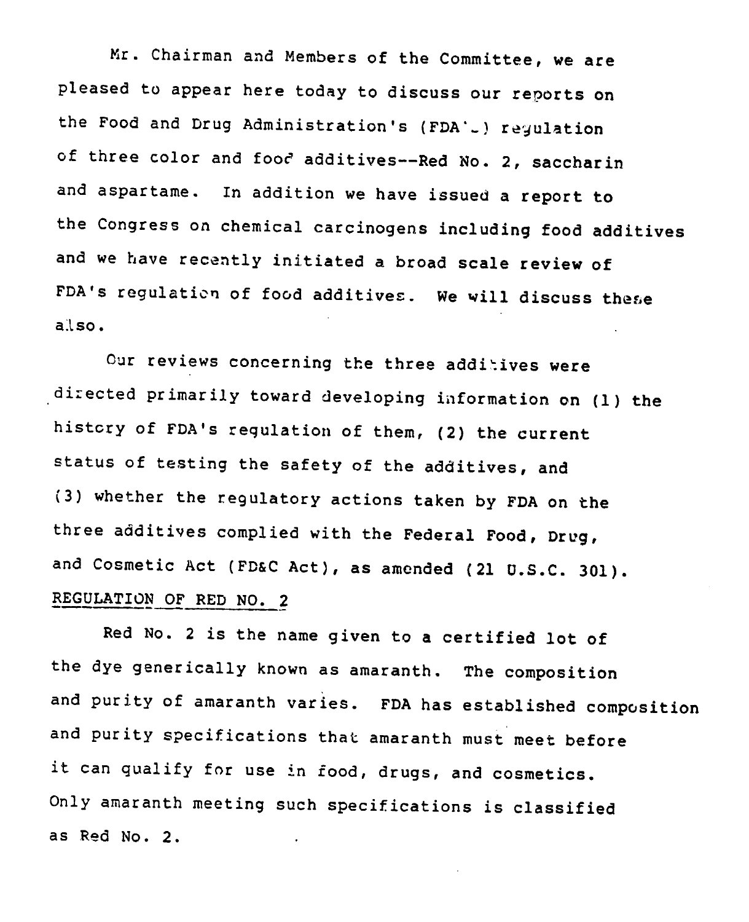Mr. Chairman and Members of the Committee, we are pleased to appear here today to discuss our reports on the Food and Drug Administration's (FDA's) regulation of three color and food additives--Red No. 2, saccharin and aspartame. In addition we have issued a report to the Congress on chemical carcinogens including food additives and we have recently initiated a broad scale review of FDA's regulation of food additives. We will discuss these also.

Our reviews concerning the three additives were directed primarily toward developing information on (1) the history of FDA's regulation of them, (2) the current status of testing the safety of the additives, and (3) whether the regulatory actions taken by FDA on the three additives complied with the Federal Food, Drug, and Cosmetic Act (FD&C Act), as amended (21 U.S.C. 301).

## REGULATION OF RED NO. 2

Red No. 2 is the name given to a certified lot of the dye generically known as amaranth. The composition and purity of amaranth varies. FDA has established composition and purity specifications that amaranth must meet before it can qualify for use in food, drugs, and cosmetics. Only amaranth meeting such specifications is classified as Red No. 2.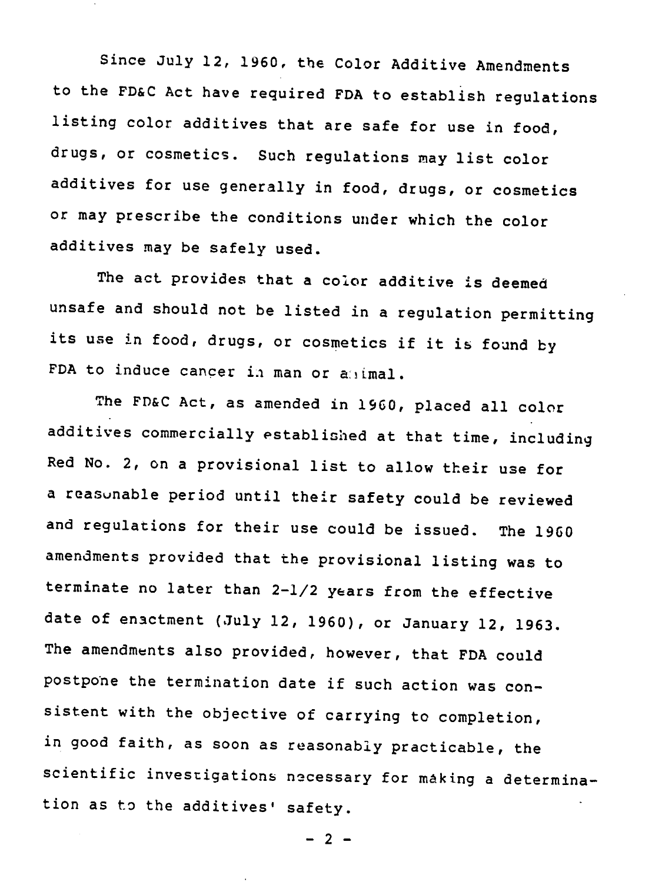Since July 12, 1960, the Color Additive Amendments to the FD&C Act have required FDA to establish regulations listing color additives that are safe for use in food, drugs, or cosmetics. Such regulations may list color additives for use generally in food, drugs, or cosmetics or may prescribe the conditions under which the color additives may be safely used.

The act provides that a color additive is deemed unsafe and should not be listed in a regulation permitting its use in food, drugs, or cosmetics if it is found by FDA to induce cancer in man or animal.

The FD&C Act, as amended in 1960, placed all color additives commercially established at that time, including Red No. 2, on a provisional list to allow their use for a reasonable period until their safety could be reviewed and regulations for their use could be issued. The 1960 amendments provided that the provisional listing was to terminate no later than 2-1/2 years from the effective date of enactment (July 12, 1960), or January 12, 1963. The amendments also provided, however, that FDA could postpone the termination date if such action was consistent with the objective of carrying to completion, in good faith, as soon as reasonably practicable, the scientific investigations necessary for making a determination as to the additives' safety.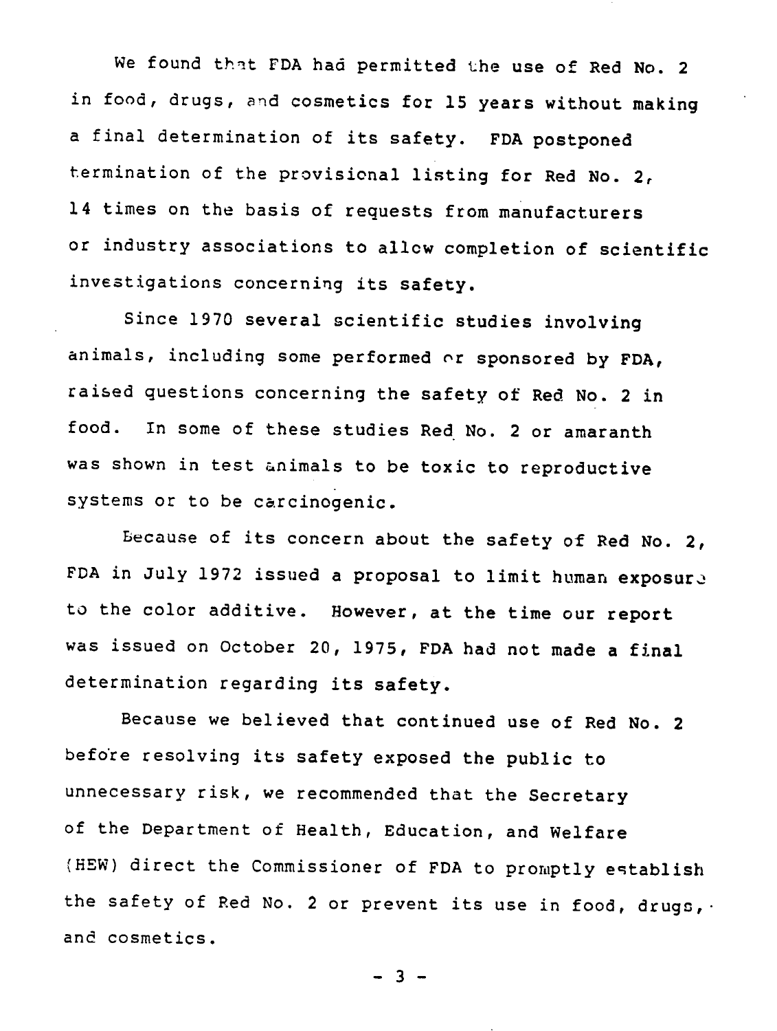We found that FDA had permitted the use of Red No. 2 in food, drugs, and cosmetics for 15 years without making a final determination of its safety. FDA postponed termination of the provisional listing for Red No. 2, 14 times on the basis of requests from manufacturers or industry associations to allow completion of scientific investigations concerning its safety.

Since 1970 several scientific studies involving animals, including some performed or sponsored by FDA, raised questions concerning the safety of Red No. 2 in food. In some of these studies Red No. 2 or amaranth was shown in test animals to be toxic to reproductive systems or to be carcinogenic.

Because of its concern about the safety of Red No. 2, FDA in July 1972 issued a proposal to limit human exposure to the color additive. However, at the time our report was issued on October 20, 1975, FDA had not made a final determination regarding its safety.

Because we believed that continued use of Red No. 2 before resolving its safety exposed the public to unnecessary risk, we recommended that the Secretary of the Department of Health, Education, and Welfare (HEW) direct the Commissioner of FDA to promptly establish the safety of Red No. 2 or prevent its use in food, drugs, and cosmetics.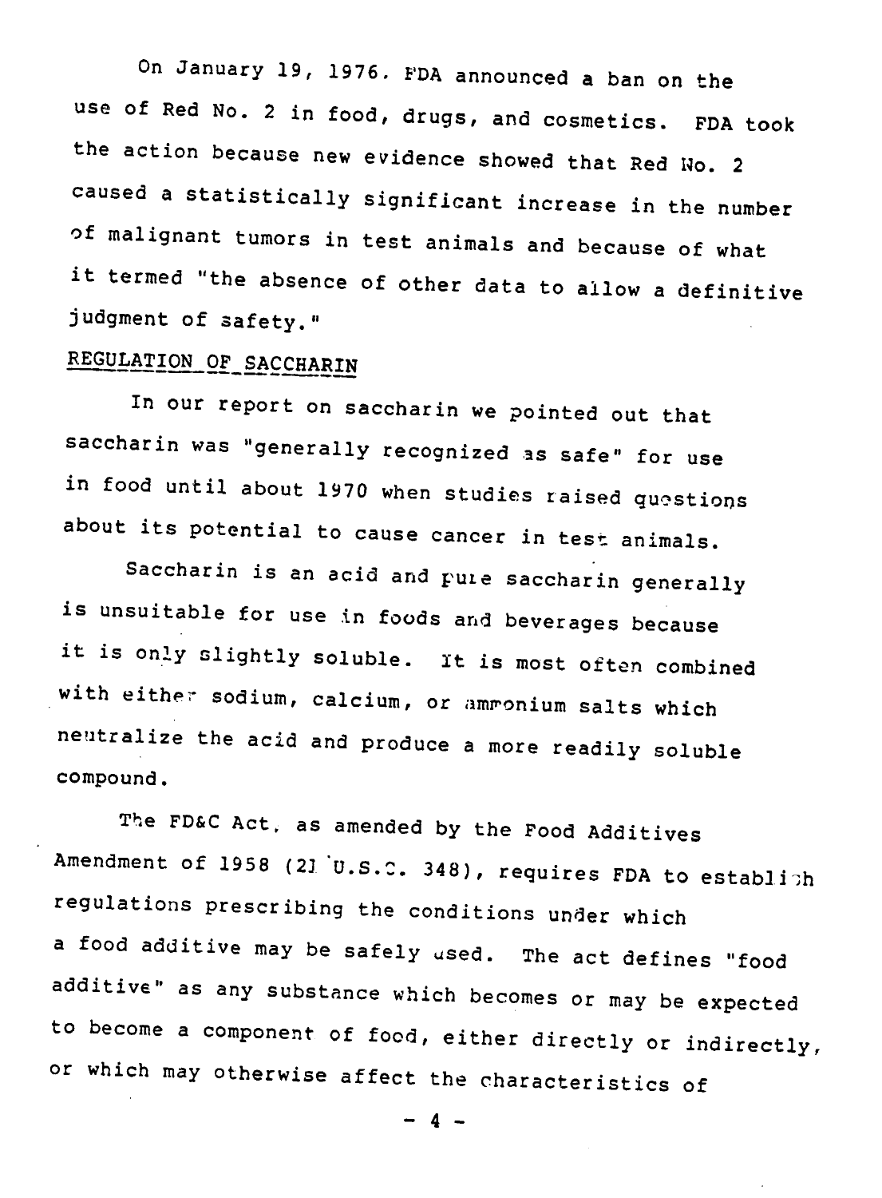On January 19, 1976, FDA announced a ban on the use of Red No. 2 in food, drugs, and cosmetics. FDA took the action because new evidence showed that Red No. 2 caused a statistically significant increase in the number of malignant tumors in test animals and because of what it termed "the absence of other data to allow a definitive judgment of safety."

## REGULATION OF SACCHARIN

In our report on saccharin we pointed out that saccharin was "generally recognized as safe" for use in food until about 1970 when studies raised questions about its potential to cause cancer in test animals.

Saccharin is an acid and pure saccharin generally is unsuitable for use in foods and beverages because it is only slightly soluble. It is most often combined with either sodium, calcium, or ammonium salts which neutralize the acid and produce a more readily soluble compound.

The FD&C Act, as amended by the Food Additives Amendment of 1958 (21 U.S.C. 348), requires FDA to establish regulations prescribing the conditions under which a food additive may be safely used. The act defines "food additive" as any substance which becomes or may be expected to become a component of food, either directly or indirectly, or which may otherwise affect the characteristics of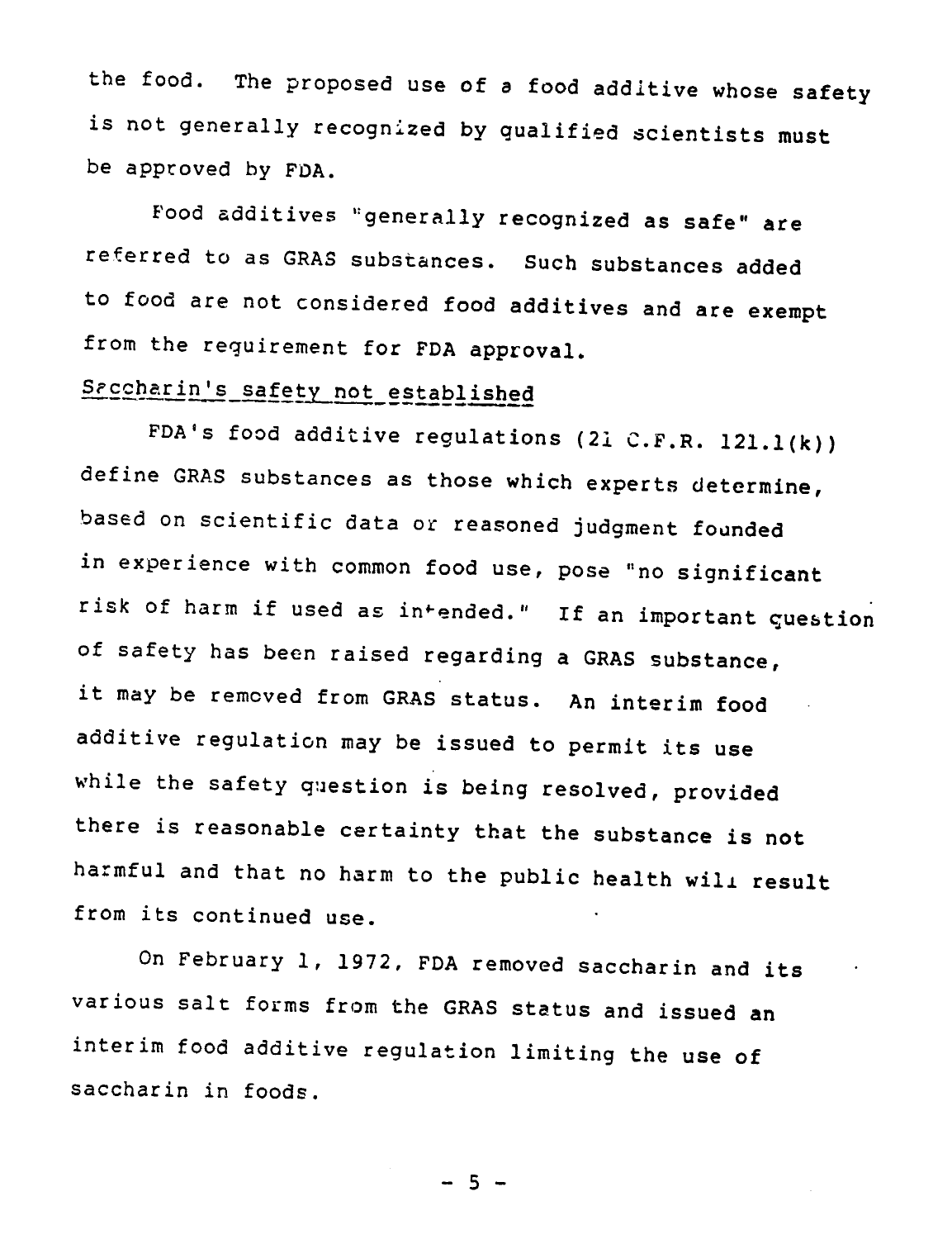the food. The proposed use of a food additive whose safety is not generally recognized by qualified scientists must be approved by FDA.

Food additives "generally recognized as safe" are referred to as GRAS substances. Such substances added to food are not considered food additives and are exempt from the requirement for FDA approval.

## Saccharin's safety not established

FDA's food additive regulations (21 C.F.R. 121.1(k)) define GRAS substances as those which experts determine, based on scientific data or reasoned judgment founded in experience with common food use, pose "no significant risk of harm if used as intended." If an important question of safety has been raised regarding a GRAS substance, it may be removed from GRAS status. An interim food additive regulation may be issued to permit its use while the safety question is being resolved, provided there is reasonable certainty that the substance is not harmful and that no harm to the public health will result from its continued use.

On February 1, 1972, FDA removed saccharin and its various salt forms from the GRAS status and issued an interim food additive regulation limiting the use of saccharin in foods.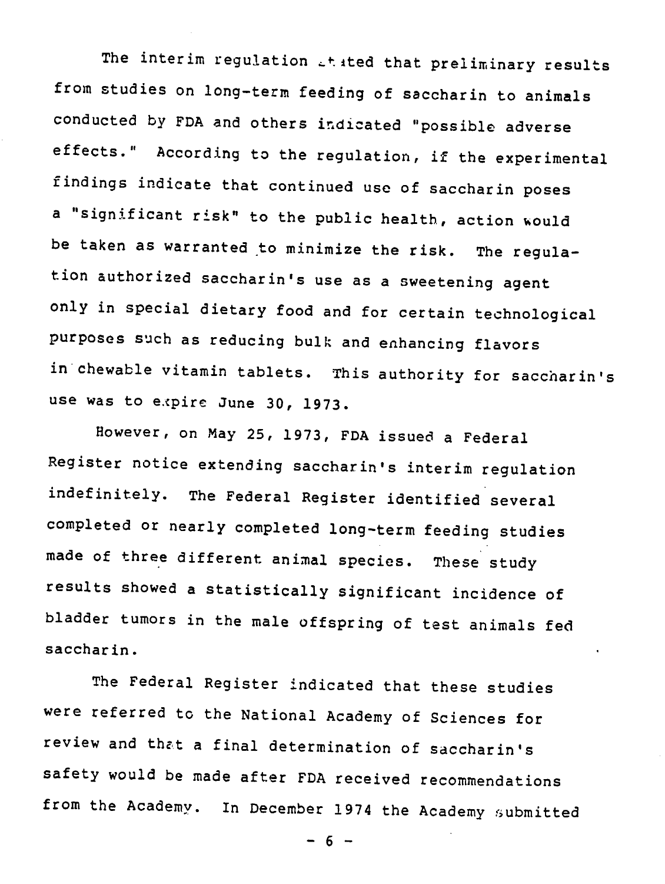The interim regulation stated that preliminary results from studies on long-term feeding of saccharin to animals conducted by FDA and others indicated "possible adverse effects." According to the regulation, if the experimental findings indicate that continued use of saccharin poses a "significant risk" to the public health, action would be taken as warranted to minimize the risk. The regulation authorized saccharin's use as a sweetening agent only in special dietary food and for certain technological purposes such as reducing bulk and enhancing flavors in chewable vitamin tablets. This authority for saccharin's use was to expire June 30, 1973.

However, on May 25, 1973, FDA issued a Federal Register notice extending saccharin's interim regulation indefinitely. The Federal Register identified several completed or nearly completed long-term feeding studies made of three different animal species. These study results showed a statistically significant incidence of bladder tumors in the male offspring of test animals fed saccharin.

The Federal Register indicated that these studies were referred to the National Academy of Sciences for review and that a final determination of saccharin's safety would be made after FDA received recommendations from the Academy. In December 1974 the Academy submitted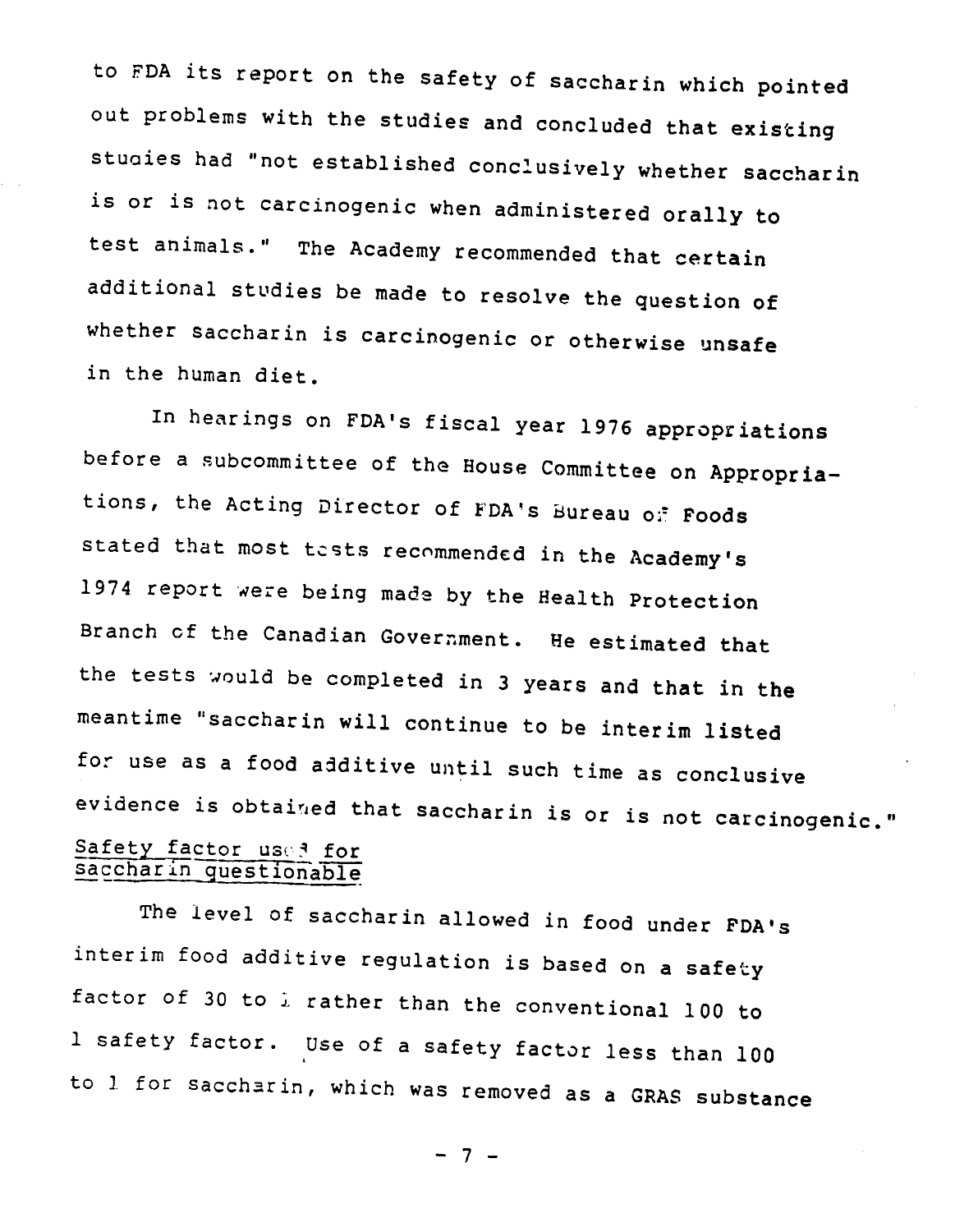to FDA its report on the safety of saccharin which pointed out problems with the studies and concluded that existing studies had "not established conclusively whether saccharin is or is not carcinogenic when administered orally to test animals." The Academy recommended that certain additional studies be made to resolve the question of whether saccharin is carcinogenic or otherwise unsafe in the human diet.

In hearings on FDA's fiscal year 1976 appropriations before a subcommittee of the House Committee on Appropriations, the Acting Director of FDA's Bureau of Foods stated that most tests recommended in the Academy's 1974 report were being made by the Health Protection Branch of the Canadian Government. He estimated that the tests would be completed in 3 years and that in the meantime "saccharin will continue to be interim listed for use as a food additive until such time as conclusive evidence is obtained that saccharin is or is not carcinogenic."

## Safety factor used for saccharin questionable

The level of saccharin allowed in food under FDA's interim food additive regulation is based on a safety factor of 30 to 1 rather than the conventional 100 to 1 safety factor. Use of a safety factor less than 100 to 1 for saccharin, which was removed as a GRAS substance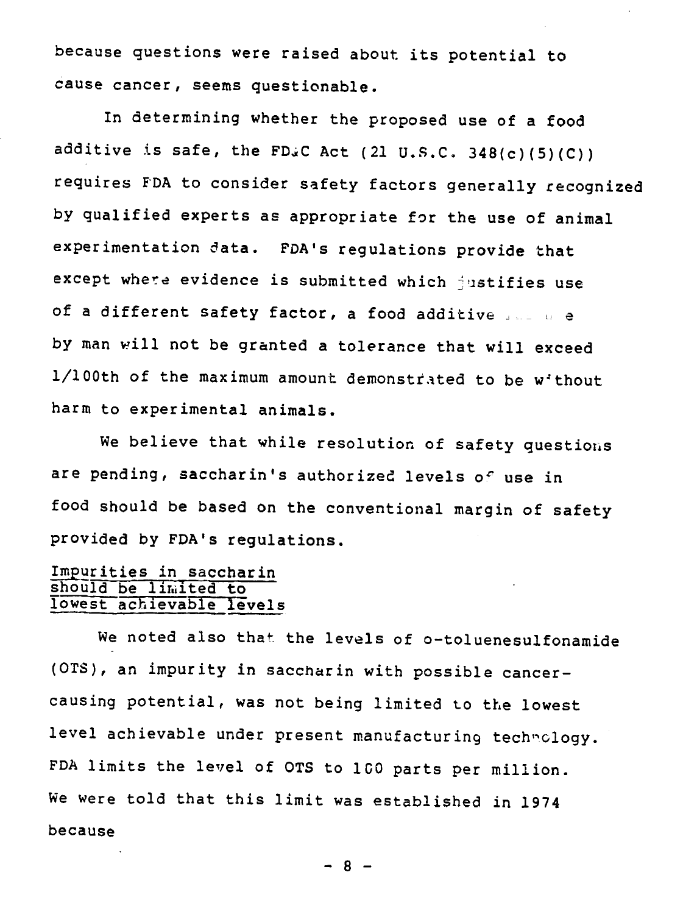because questions were raised about its potential to cause cancer, seems questionable.

In determining whether the proposed use of a food additive is safe, the FD&C Act (21 U.S.C. 348(c)(5)(C)) requires FDA to consider safety factors generally recognized by qualified experts as appropriate for the use of animal experimentation data. FDA's regulations provide that except where evidence is submitted which justifies use of a different safety factor, a food additive for use by man will not be granted a tolerance that will exceed 1/100th of the maximum amount demonstrated to be without harm to experimental animals.

We believe that while resolution of safety questions are pending, saccharin's authorized levels of use in food should be based on the conventional margin of safety provided by FDA's regulations.

## Impurities in saccharin should be limited to lowest achievable levels

We noted also that the levels of o-toluenesulfonamide (OTS), an impurity in saccharin with possible cancer-causing potential, was not being limited to the lowest level achievable under present manufacturing technology. FDA limits the level of OTS to 100 parts per million. We were told that this limit was established in 1974 because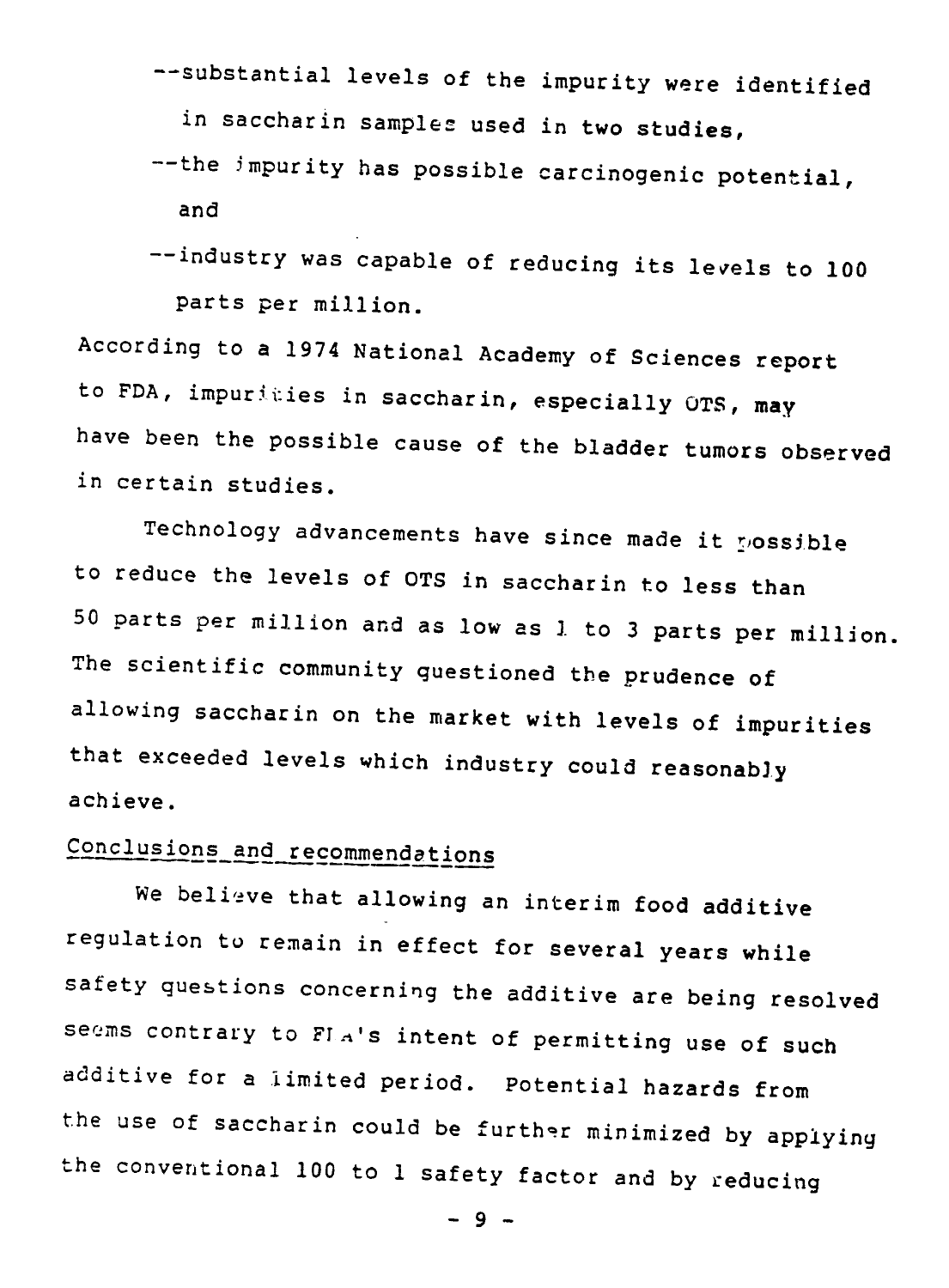- --substantial levels of the impurity were identified in saccharin samples used in two studies,
- --the impurity has possible carcinogenic potential, and
- --industry was capable of reducing its levels to 100 parts per million.

According to a 1974 National Academy of Sciences report to FDA, impurities in saccharin, especially OTS, may have been the possible cause of the bladder tumors observed in certain studies.

Technology advancements have since made it possible to reduce the levels of OTS in saccharin to less than 50 parts per million and as low as 1 to 3 parts per million. The scientific community questioned the prudence of allowing saccharin on the market with levels of impurities that exceeded levels which industry could reasonably achieve.

## Conclusions and recommendations

We believe that allowing an interim food additive regulation to remain in effect for several years while safety questions concerning the additive are being resolved seems contrary to FDA's intent of permitting use of such additive for a limited period. Potential hazards from the use of saccharin could be further minimized by applying the conventional 100 to 1 safety factor and by reducing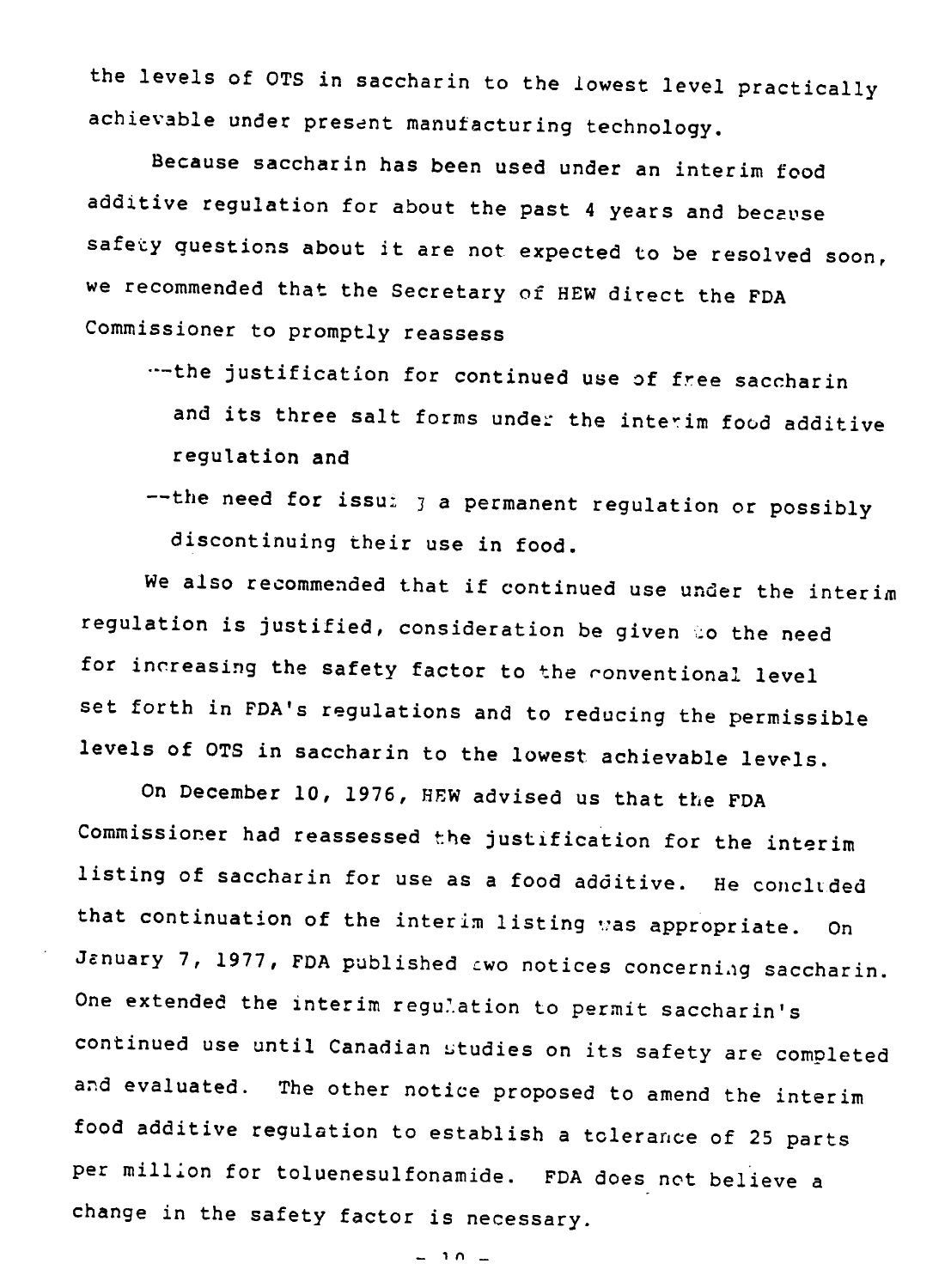the levels of OTS in saccharin to the lowest level practically achievable under present manufacturing technology.

Because saccharin has been used under an interim food additive regulation for about the past 4 years and because safety questions about it are not expected to be resolved soon, we recommended that the Secretary of HEW direct the FDA Commissioner to promptly reassess

--the justification for continued use of free saccharin and its three salt forms under the interim food additive regulation and

--the need for issuing a permanent regulation or possibly discontinuing their use in food.

We also recommended that if continued use under the interim regulation is justified, consideration be given to the need for increasing the safety factor to the conventional level set forth in FDA's regulations and to reducing the permissible levels of OTS in saccharin to the lowest achievable levels.

On December 10, 1976, HEW advised us that the FDA Commissioner had reassessed the justification for the interim listing of saccharin for use as a food additive. He concluded that continuation of the interim listing was appropriate. On January 7, 1977, FDA published two notices concerning saccharin. One extended the interim regulation to permit saccharin's continued use until Canadian studies on its safety are completed and evaluated. The other notice proposed to amend the interim food additive regulation to establish a tolerance of 25 parts per million for toluenesulfonamide. FDA does not believe a change in the safety factor is necessary.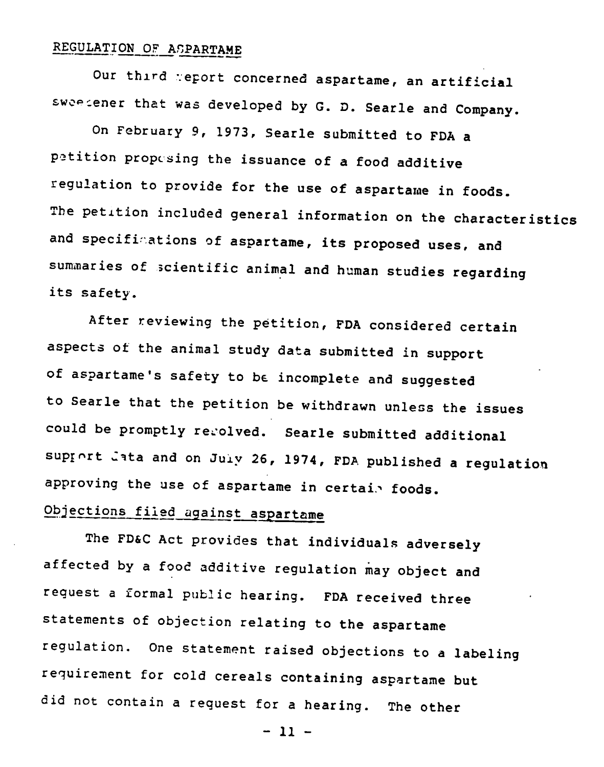## REGULATION OF ASPARTAME

Our third report concerned aspartame, an artificial sweetener that was developed by G. D. Searle and Company.

On February 9, 1973, Searle submitted to FDA a petition proposing the issuance of a food additive regulation to provide for the use of aspartame in foods. The petition included general information on the characteristics and specifications of aspartame, its proposed uses, and summaries of scientific animal and human studies regarding its safety.

After reviewing the petition, FDA considered certain aspects of the animal study data submitted in support of aspartame's safety to be incomplete and suggested to Searle that the petition be withdrawn unless the issues could be promptly resolved. Searle submitted additional support data and on July 26, 1974, FDA published a regulation approving the use of aspartame in certain foods.

### Objections filed against aspartame

The FD&C Act provides that individuals adversely affected by a food additive regulation may object and request a formal public hearing. FDA received three statements of objection relating to the aspartame regulation. One statement raised objections to a labeling requirement for cold cereals containing aspartame but did not contain a request for a hearing. The other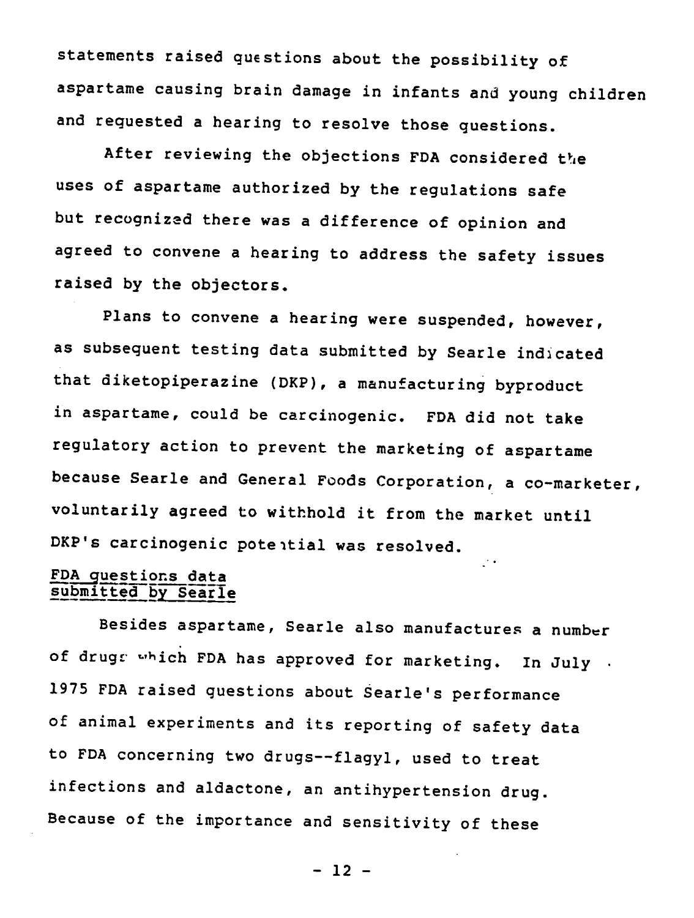statements raised questions about the possibility of aspartame causing brain damage in infants and young children and requested a hearing to resolve those questions.

After reviewing the objections FDA considered the uses of aspartame authorized by the regulations safe but recognized there was a difference of opinion and agreed to convene a hearing to address the safety issues raised by the objectors.

Plans to convene a hearing were suspended, however, as subsequent testing data submitted by Searle indicated that diketopiperazine (DKP), a manufacturing byproduct in aspartame, could be carcinogenic. FDA did not take regulatory action to prevent the marketing of aspartame because Searle and General Foods Corporation, a co-marketer, voluntarily agreed to withhold it from the market until DKP's carcinogenic potential was resolved.

## FDA questions data submitted by Searle

Besides aspartame, Searle also manufactures a number of drugs which FDA has approved for marketing. In July 1975 FDA raised questions about Searle's performance of animal experiments and its reporting of safety data to FDA concerning two drugs--flagyl, used to treat infections and aldactone, an antihypertension drug. Because of the importance and sensitivity of these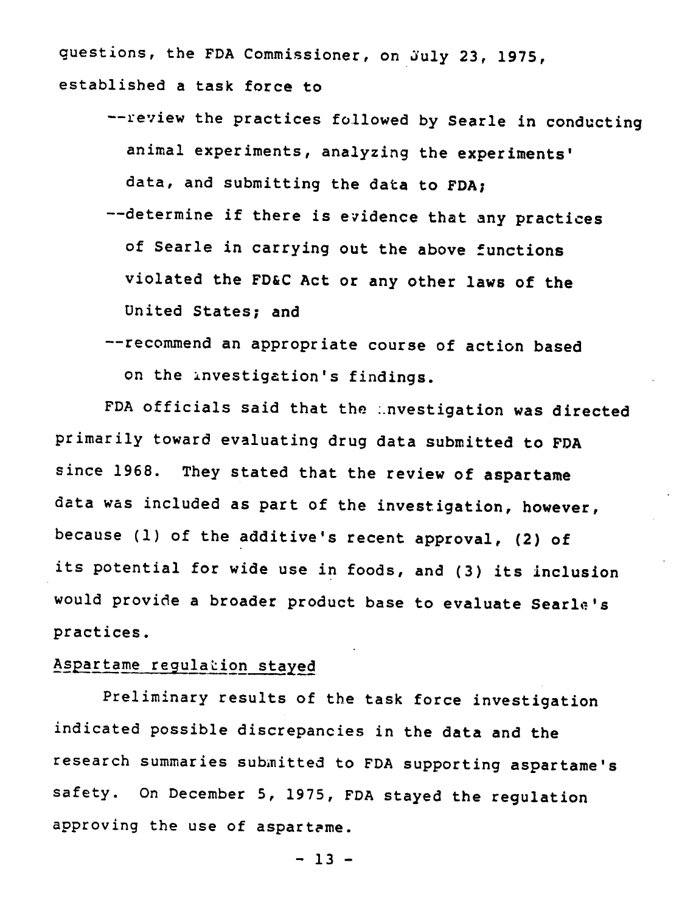questions, the FDA Commissioner, on July 23, 1975, established a task force to

--review the practices followed by Searle in conducting animal experiments, analyzing the experiments' data, and submitting the data to FDA;

--determine if there is evidence that any practices of Searle in carrying out the above functions violated the FD&C Act or any other laws of the United States; and

--recommend an appropriate course of action based on the investigation's findings.

FDA officials said that the investigation was directed primarily toward evaluating drug data submitted to FDA since 1968. They stated that the review of aspartame data was included as part of the investigation, however, because (1) of the additive's recent approval, (2) of its potential for wide use in foods, and (3) its inclusion would provide a broader product base to evaluate Searle's practices.

Aspartame regulation stayed

Preliminary results of the task force investigation indicated possible discrepancies in the data and the research summaries submitted to FDA supporting aspartame's safety. On December 5, 1975, FDA stayed the regulation approving the use of aspartame.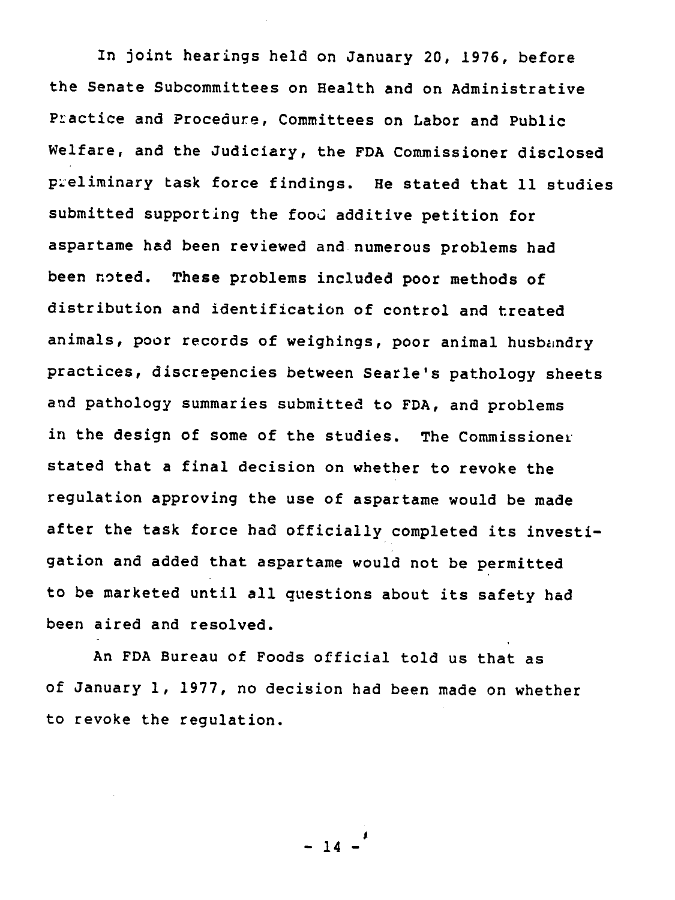In joint hearings held on January 20, 1976, before the Senate Subcommittees on Health and on Administrative Practice and Procedure, Committees on Labor and Public Welfare, and the Judiciary, the FDA Commissioner disclosed preliminary task force findings. He stated that 11 studies submitted supporting the food additive petition for aspartame had been reviewed and numerous problems had been noted. These problems included poor methods of distribution and identification of control and treated animals, poor records of weighings, poor animal husbandry practices, discrepencies between Searle's pathology sheets and pathology summaries submitted to FDA, and problems in the design of some of the studies. The Commissioner stated that a final decision on whether to revoke the regulation approving the use of aspartame would be made after the task force had officially completed its investigation and added that aspartame would not be permitted to be marketed until all questions about its safety had been aired and resolved.

An FDA Bureau of Foods official told us that as of January 1, 1977, no decision had been made on whether to revoke the regulation.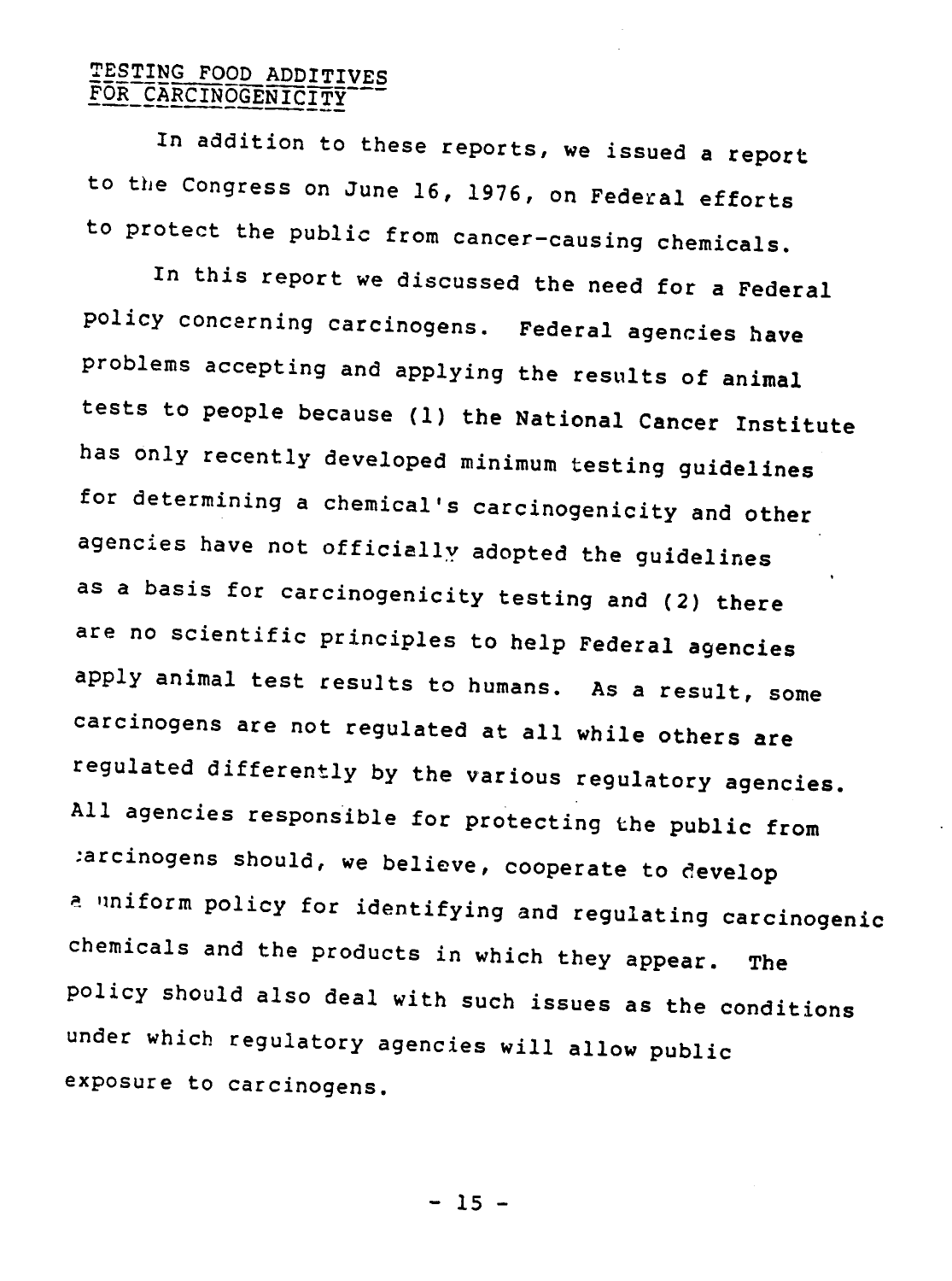## TESTING FOOD ADDITIVES FOR CARCINOGENICITY

In addition to these reports, we issued a report to the Congress on June 16, 1976, on Federal efforts to protect the public from cancer-causing chemicals.

In this report we discussed the need for a Federal policy concerning carcinogens. Federal agencies have problems accepting and applying the results of animal tests to people because (1) the National Cancer Institute has only recently developed minimum testing guidelines for determining a chemical's carcinogenicity and other agencies have not officially adopted the guidelines as a basis for carcinogenicity testing and (2) there are no scientific principles to help Federal agencies apply animal test results to humans. As a result, some carcinogens are not regulated at all while others are regulated differently by the various regulatory agencies. All agencies responsible for protecting the public from carcinogens should, we believe, cooperate to develop a uniform policy for identifying and regulating carcinogenic chemicals and the products in which they appear. The policy should also deal with such issues as the conditions under which regulatory agencies will allow public exposure to carcinogens.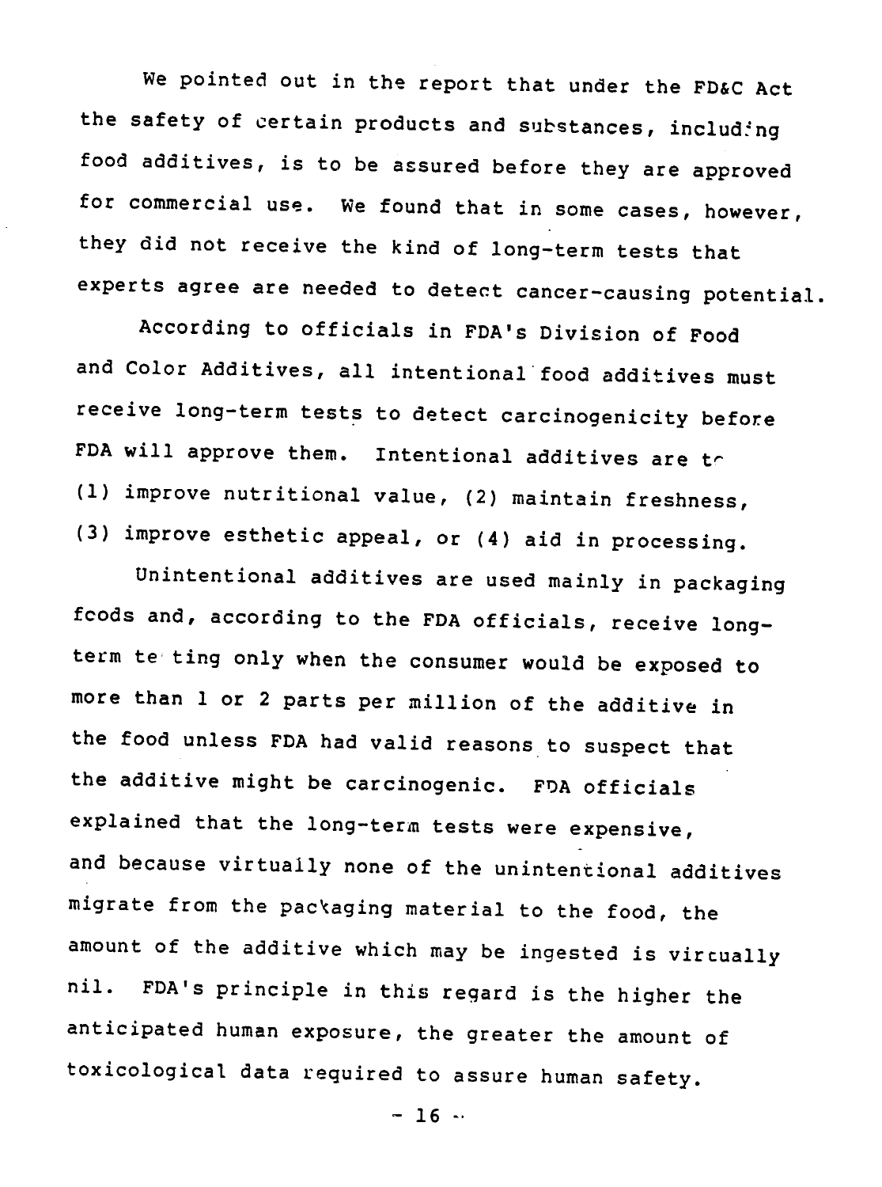We pointed out in the report that under the FD&C Act the safety of certain products and substances, including food additives, is to be assured before they are approved for commercial use. We found that in some cases, however, they did not receive the kind of long-term tests that experts agree are needed to detect cancer-causing potential.

According to officials in FDA's Division of Food and Color Additives, all intentional food additives must receive long-term tests to detect carcinogenicity before FDA will approve them. Intentional additives are to (1) improve nutritional value, (2) maintain freshness, (3) improve esthetic appeal, or (4) aid in processing.

Unintentional additives are used mainly in packaging foods and, according to the FDA officials, receive long-term testing only when the consumer would be exposed to more than 1 or 2 parts per million of the additive in the food unless FDA had valid reasons to suspect that the additive might be carcinogenic. FDA officials explained that the long-term tests were expensive, and because virtually none of the unintentional additives migrate from the packaging material to the food, the amount of the additive which may be ingested is virtually nil. FDA's principle in this regard is the higher the anticipated human exposure, the greater the amount of toxicological data required to assure human safety.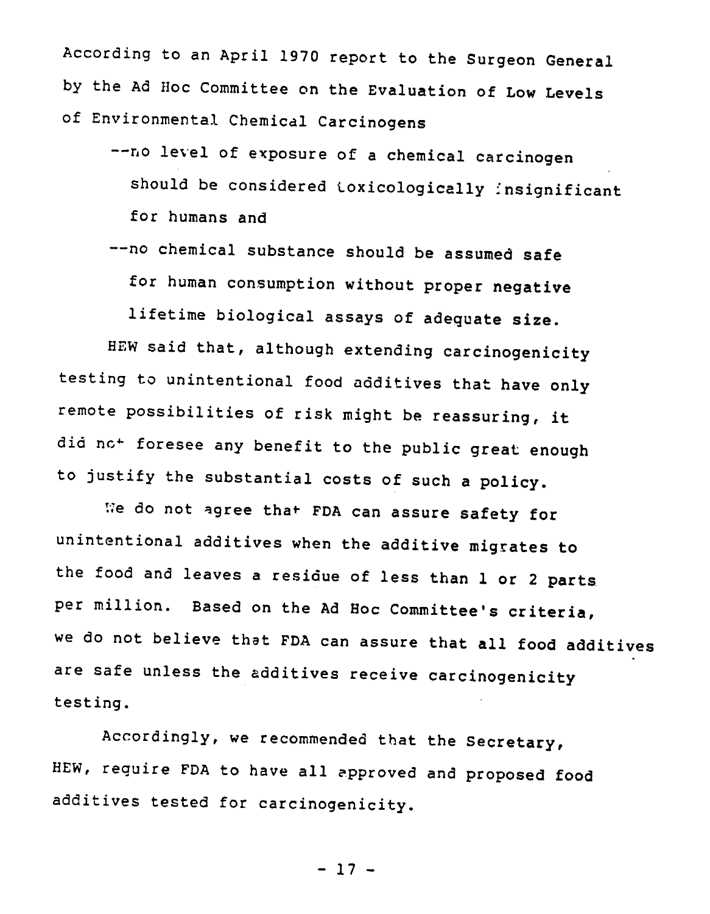According to an April 1970 report to the Surgeon General by the Ad Hoc Committee on the Evaluation of Low Levels of Environmental Chemical Carcinogens

--no level of exposure of a chemical carcinogen should be considered toxicologically insignificant for humans and

--no chemical substance should be assumed safe for human consumption without proper negative lifetime biological assays of adequate size.

HEW said that, although extending carcinogenicity testing to unintentional food additives that have only remote possibilities of risk might be reassuring, it did not foresee any benefit to the public great enough to justify the substantial costs of such a policy.

We do not agree that FDA can assure safety for unintentional additives when the additive migrates to the food and leaves a residue of less than 1 or 2 parts per million. Based on the Ad Hoc Committee's criteria, we do not believe that FDA can assure that all food additives are safe unless the additives receive carcinogenicity testing.

Accordingly, we recommended that the Secretary, HEW, require FDA to have all approved and proposed food additives tested for carcinogenicity.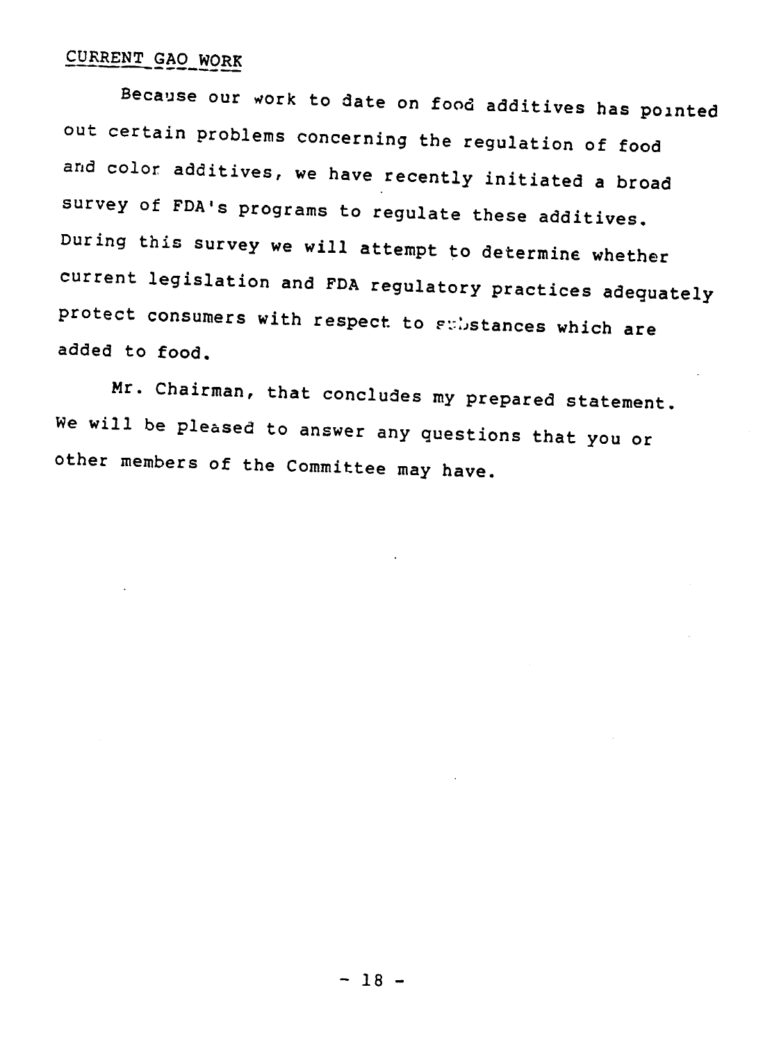## CURRENT GAO WORK

Because our work to date on food additives has pointed out certain problems concerning the regulation of food and color additives, we have recently initiated a broad survey of FDA's programs to regulate these additives. During this survey we will attempt to determine whether current legislation and FDA regulatory practices adequately protect consumers with respect to substances which are added to food.

Mr. Chairman, that concludes my prepared statement. We will be pleased to answer any questions that you or other members of the Committee may have.